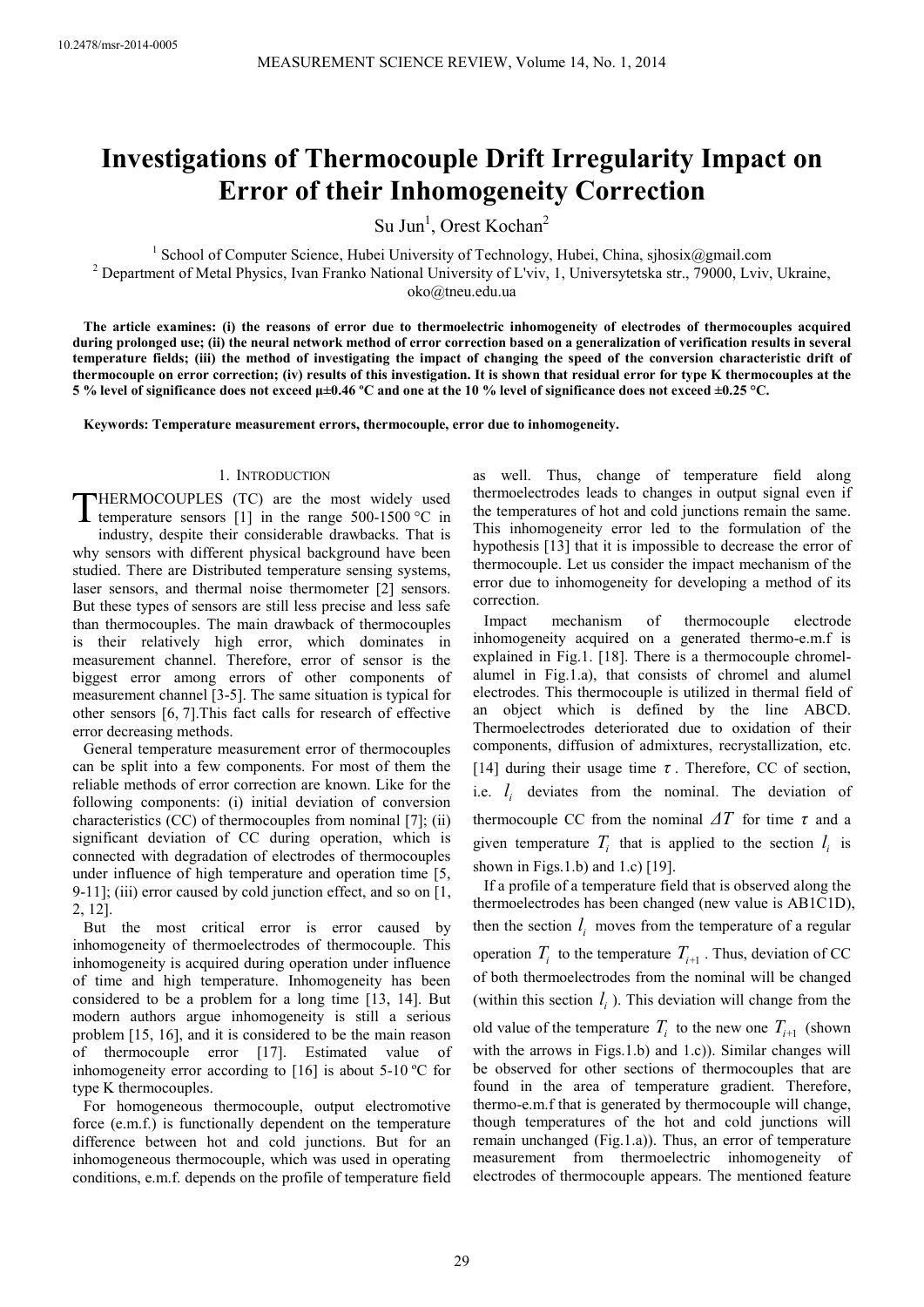10.2478/msr-2014-0005

# Investigations of Thermocouple Drift Irregularity Impact on Error of their Inhomogeneity Correction

Su Jun[1], Orest Kochan[2]

[1] School of Computer Science, Hubei University of Technology, Hubei, China, sjhosix@gmail.com
[2] Department of Metal Physics, Ivan Franko National University of L'viv, 1, Universytetska str., 79000, Lviv, Ukraine, oko@tneu.edu.ua

**The article examines: (i) the reasons of error due to thermoelectric inhomogeneity of electrodes of thermocouples acquired during prolonged use; (ii) the neural network method of error correction based on a generalization of verification results in several temperature fields; (iii) the method of investigating the impact of changing the speed of the conversion characteristic drift of thermocouple on error correction; (iv) results of this investigation. It is shown that residual error for type K thermocouples at the 5 % level of significance does not exceed μ±0.46 ºC and one at the 10 % level of significance does not exceed ±0.25 °C.**

**Keywords: Temperature measurement errors, thermocouple, error due to inhomogeneity.**

## 1. Introduction

THERMOCOUPLES (TC) are the most widely used temperature sensors [1] in the range 500-1500 °C in industry, despite their considerable drawbacks. That is why sensors with different physical background have been studied. There are Distributed temperature sensing systems, laser sensors, and thermal noise thermometer [2] sensors. But these types of sensors are still less precise and less safe than thermocouples. The main drawback of thermocouples is their relatively high error, which dominates in measurement channel. Therefore, error of sensor is the biggest error among errors of other components of measurement channel [3-5]. The same situation is typical for other sensors [6, 7].This fact calls for research of effective error decreasing methods.

General temperature measurement error of thermocouples can be split into a few components. For most of them the reliable methods of error correction are known. Like for the following components: (i) initial deviation of conversion characteristics (CC) of thermocouples from nominal [7]; (ii) significant deviation of CC during operation, which is connected with degradation of electrodes of thermocouples under influence of high temperature and operation time [5, 9-11]; (iii) error caused by cold junction effect, and so on [1, 2, 12].

But the most critical error is error caused by inhomogeneity of thermoelectrodes of thermocouple. This inhomogeneity is acquired during operation under influence of time and high temperature. Inhomogeneity has been considered to be a problem for a long time [13, 14]. But modern authors argue inhomogeneity is still a serious problem [15, 16], and it is considered to be the main reason of thermocouple error [17]. Estimated value of inhomogeneity error according to [16] is about 5-10 ºC for type K thermocouples.

For homogeneous thermocouple, output electromotive force (e.m.f.) is functionally dependent on the temperature difference between hot and cold junctions. But for an inhomogeneous thermocouple, which was used in operating conditions, e.m.f. depends on the profile of temperature field as well. Thus, change of temperature field along thermoelectrodes leads to changes in output signal even if the temperatures of hot and cold junctions remain the same. This inhomogeneity error led to the formulation of the hypothesis [13] that it is impossible to decrease the error of thermocouple. Let us consider the impact mechanism of the error due to inhomogeneity for developing a method of its correction.

Impact mechanism of thermocouple electrode inhomogeneity acquired on a generated thermo-e.m.f is explained in Fig.1. [18]. There is a thermocouple chromel-alumel in Fig.1.a), that consists of chromel and alumel electrodes. This thermocouple is utilized in thermal field of an object which is defined by the line ABCD. Thermoelectrodes deteriorated due to oxidation of their components, diffusion of admixtures, recrystallization, etc. [14] during their usage time $\tau$ . Therefore, CC of section, i.e. $l_i$ deviates from the nominal. The deviation of thermocouple CC from the nominal $\Delta T$ for time $\tau$ and a given temperature $T_i$ that is applied to the section $l_i$ is shown in Figs.1.b) and 1.c) [19].

If a profile of a temperature field that is observed along the thermoelectrodes has been changed (new value is AB1C1D), then the section $l_i$ moves from the temperature of a regular operation $T_i$ to the temperature $T_{i+1}$ . Thus, deviation of CC of both thermoelectrodes from the nominal will be changed (within this section $l_i$ ). This deviation will change from the old value of the temperature $T_i$ to the new one $T_{i+1}$ (shown with the arrows in Figs.1.b) and 1.c)). Similar changes will be observed for other sections of thermocouples that are found in the area of temperature gradient. Therefore, thermo-e.m.f that is generated by thermocouple will change, though temperatures of the hot and cold junctions will remain unchanged (Fig.1.a)). Thus, an error of temperature measurement from thermoelectric inhomogeneity of electrodes of thermocouple appears. The mentioned feature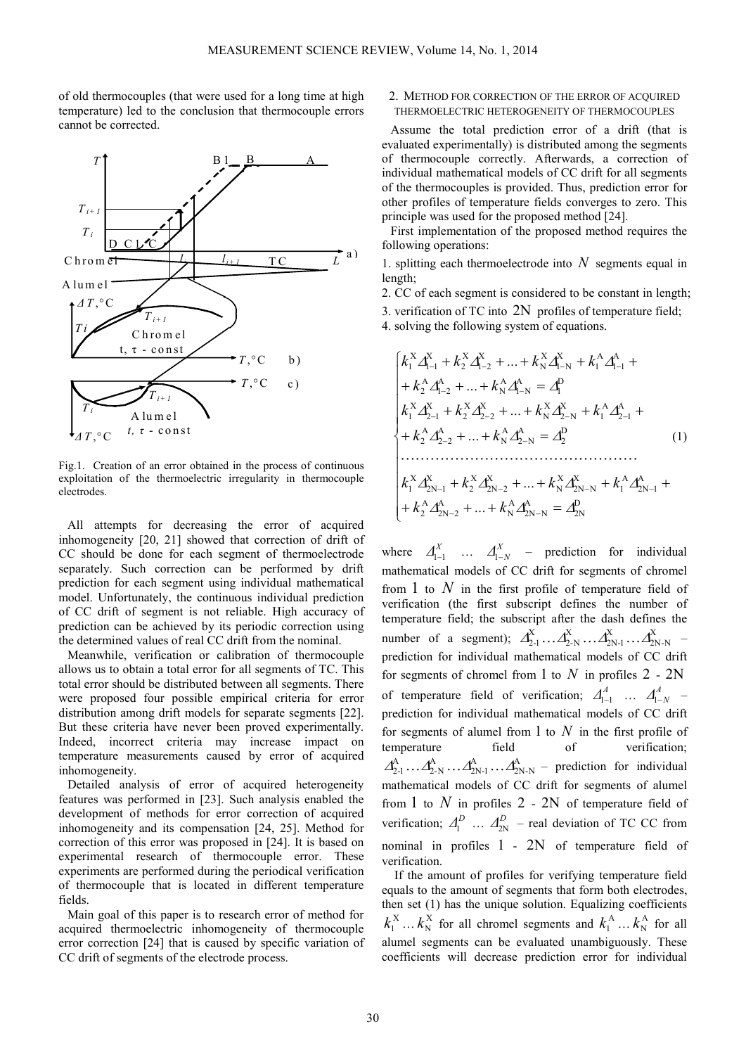of old thermocouples (that were used for a long time at high temperature) led to the conclusion that thermocouple errors cannot be corrected.

Fig.1. Creation of an error obtained in the process of continuous exploitation of the thermoelectric irregularity in thermocouple electrodes.

All attempts for decreasing the error of acquired inhomogeneity [20, 21] showed that correction of drift of CC should be done for each segment of thermoelectrode separately. Such correction can be performed by drift prediction for each segment using individual mathematical model. Unfortunately, the continuous individual prediction of CC drift of segment is not reliable. High accuracy of prediction can be achieved by its periodic correction using the determined values of real CC drift from the nominal.

Meanwhile, verification or calibration of thermocouple allows us to obtain a total error for all segments of TC. This total error should be distributed between all segments. There were proposed four possible empirical criteria for error distribution among drift models for separate segments [22]. But these criteria have never been proved experimentally. Indeed, incorrect criteria may increase impact on temperature measurements caused by error of acquired inhomogeneity.

Detailed analysis of error of acquired heterogeneity features was performed in [23]. Such analysis enabled the development of methods for error correction of acquired inhomogeneity and its compensation [24, 25]. Method for correction of this error was proposed in [24]. It is based on experimental research of thermocouple error. These experiments are performed during the periodical verification of thermocouple that is located in different temperature fields.

Main goal of this paper is to research error of method for acquired thermoelectric inhomogeneity of thermocouple error correction [24] that is caused by specific variation of CC drift of segments of the electrode process.

## 2. Method for correction of the error of acquired thermoelectric heterogeneity of thermocouples

Assume the total prediction error of a drift (that is evaluated experimentally) is distributed among the segments of thermocouple correctly. Afterwards, a correction of individual mathematical models of CC drift for all segments of the thermocouples is provided. Thus, prediction error for other profiles of temperature fields converges to zero. This principle was used for the proposed method [24].

First implementation of the proposed method requires the following operations:

1. splitting each thermoelectrode into $N$ segments equal in length;
2. CC of each segment is considered to be constant in length;
3. verification of TC into $2N$ profiles of temperature field;
4. solving the following system of equations.

$$
\begin{cases}
k_1^X \Delta_{1-1}^X + k_2^X \Delta_{1-2}^X + \ldots + k_N^X \Delta_{1-N}^X + k_1^A \Delta_{1-1}^A + \\
+ k_2^A \Delta_{1-2}^A + \ldots + k_N^A \Delta_{1-N}^A = \Delta_1^D \\
k_1^X \Delta_{2-1}^X + k_2^X \Delta_{2-2}^X + \ldots + k_N^X \Delta_{2-N}^X + k_1^A \Delta_{2-1}^A + \\
+ k_2^A \Delta_{2-2}^A + \ldots + k_N^A \Delta_{2-N}^A = \Delta_2^D \\
\ldots\ldots\ldots\ldots\ldots\ldots\ldots\ldots\ldots\ldots\ldots\ldots\ldots\ldots\ldots \\
k_1^X \Delta_{2N-1}^X + k_2^X \Delta_{2N-2}^X + \ldots + k_N^X \Delta_{2N-N}^X + k_1^A \Delta_{2N-1}^A + \\
+ k_2^A \Delta_{2N-2}^A + \ldots + k_N^A \Delta_{2N-N}^A = \Delta_{2N}^D
\end{cases}
\tag{1}
$$

where $\Delta_{1-1}^X \ \ldots \ \Delta_{1-N}^X$ – prediction for individual mathematical models of CC drift for segments of chromel from $1$ to $N$ in the first profile of temperature field of verification (the first subscript defines the number of temperature field; the subscript after the dash defines the number of a segment); $\Delta_{2-1}^X \ldots \Delta_{2-N}^X \ldots \Delta_{2N-1}^X \ldots \Delta_{2N-N}^X$ – prediction for individual mathematical models of CC drift for segments of chromel from $1$ to $N$ in profiles $2$ - $2N$ of temperature field of verification; $\Delta_{1-1}^A \ \ldots \ \Delta_{1-N}^A$ – prediction for individual mathematical models of CC drift for segments of alumel from $1$ to $N$ in the first profile of temperature field of verification; $\Delta_{2-1}^A \ldots \Delta_{2-N}^A \ldots \Delta_{2N-1}^A \ldots \Delta_{2N-N}^A$ – prediction for individual mathematical models of CC drift for segments of alumel from $1$ to $N$ in profiles $2$ - $2N$ of temperature field of verification; $\Delta_1^D \ \ldots \ \Delta_{2N}^D$ – real deviation of TC CC from nominal in profiles $1$ - $2N$ of temperature field of verification.

If the amount of profiles for verifying temperature field equals to the amount of segments that form both electrodes, then set (1) has the unique solution. Equalizing coefficients $k_1^X \ldots k_N^X$ for all chromel segments and $k_1^A \ldots k_N^A$ for all alumel segments can be evaluated unambiguously. These coefficients will decrease prediction error for individual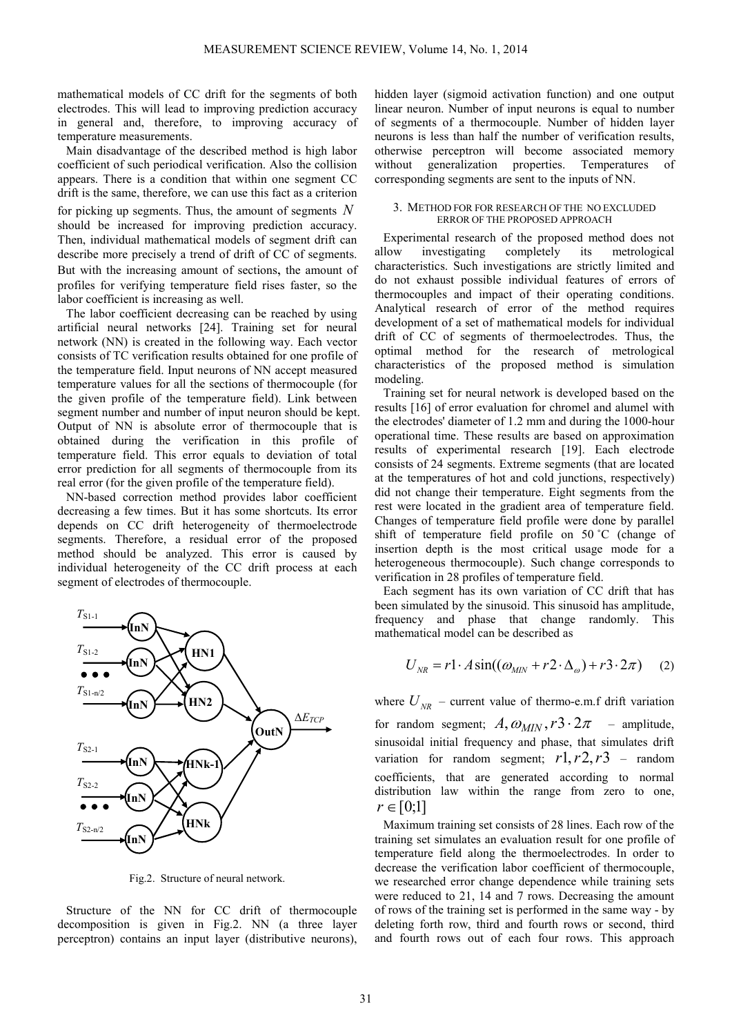mathematical models of CC drift for the segments of both electrodes. This will lead to improving prediction accuracy in general and, therefore, to improving accuracy of temperature measurements.

Main disadvantage of the described method is high labor coefficient of such periodical verification. Also the collision appears. There is a condition that within one segment CC drift is the same, therefore, we can use this fact as a criterion for picking up segments. Thus, the amount of segments $N$ should be increased for improving prediction accuracy. Then, individual mathematical models of segment drift can describe more precisely a trend of drift of CC of segments. But with the increasing amount of sections, the amount of profiles for verifying temperature field rises faster, so the labor coefficient is increasing as well.

The labor coefficient decreasing can be reached by using artificial neural networks [24]. Training set for neural network (NN) is created in the following way. Each vector consists of TC verification results obtained for one profile of the temperature field. Input neurons of NN accept measured temperature values for all the sections of thermocouple (for the given profile of the temperature field). Link between segment number and number of input neuron should be kept. Output of NN is absolute error of thermocouple that is obtained during the verification in this profile of temperature field. This error equals to deviation of total error prediction for all segments of thermocouple from its real error (for the given profile of the temperature field).

NN-based correction method provides labor coefficient decreasing a few times. But it has some shortcuts. Its error depends on CC drift heterogeneity of thermoelectrode segments. Therefore, a residual error of the proposed method should be analyzed. This error is caused by individual heterogeneity of the CC drift process at each segment of electrodes of thermocouple.

Fig.2. Structure of neural network.

Structure of the NN for CC drift of thermocouple decomposition is given in Fig.2. NN (a three layer perceptron) contains an input layer (distributive neurons), hidden layer (sigmoid activation function) and one output linear neuron. Number of input neurons is equal to number of segments of a thermocouple. Number of hidden layer neurons is less than half the number of verification results, otherwise perceptron will become associated memory without generalization properties. Temperatures of corresponding segments are sent to the inputs of NN.

## 3. METHOD FOR FOR RESEARCH OF THE NO EXCLUDED ERROR OF THE PROPOSED APPROACH

Experimental research of the proposed method does not allow investigating completely its metrological characteristics. Such investigations are strictly limited and do not exhaust possible individual features of errors of thermocouples and impact of their operating conditions. Analytical research of error of the method requires development of a set of mathematical models for individual drift of CC of segments of thermoelectrodes. Thus, the optimal method for the research of metrological characteristics of the proposed method is simulation modeling.

Training set for neural network is developed based on the results [16] of error evaluation for chromel and alumel with the electrodes' diameter of 1.2 mm and during the 1000-hour operational time. These results are based on approximation results of experimental research [19]. Each electrode consists of 24 segments. Extreme segments (that are located at the temperatures of hot and cold junctions, respectively) did not change their temperature. Eight segments from the rest were located in the gradient area of temperature field. Changes of temperature field profile were done by parallel shift of temperature field profile on 50 °C (change of insertion depth is the most critical usage mode for a heterogeneous thermocouple). Such change corresponds to verification in 28 profiles of temperature field.

Each segment has its own variation of CC drift that has been simulated by the sinusoid. This sinusoid has amplitude, frequency and phase that change randomly. This mathematical model can be described as

$$U_{NR} = r1 \cdot A \sin((\omega_{MIN} + r2 \cdot \Delta_{\omega}) + r3 \cdot 2\pi) \qquad (2)$$

where $U_{NR}$ – current value of thermo-e.m.f drift variation for random segment; $A, \omega_{MIN}, r3 \cdot 2\pi$ – amplitude, sinusoidal initial frequency and phase, that simulates drift variation for random segment; $r1, r2, r3$ – random coefficients, that are generated according to normal distribution law within the range from zero to one, $r \in [0;1]$

Maximum training set consists of 28 lines. Each row of the training set simulates an evaluation result for one profile of temperature field along the thermoelectrodes. In order to decrease the verification labor coefficient of thermocouple, we researched error change dependence while training sets were reduced to 21, 14 and 7 rows. Decreasing the amount of rows of the training set is performed in the same way - by deleting forth row, third and fourth rows or second, third and fourth rows out of each four rows. This approach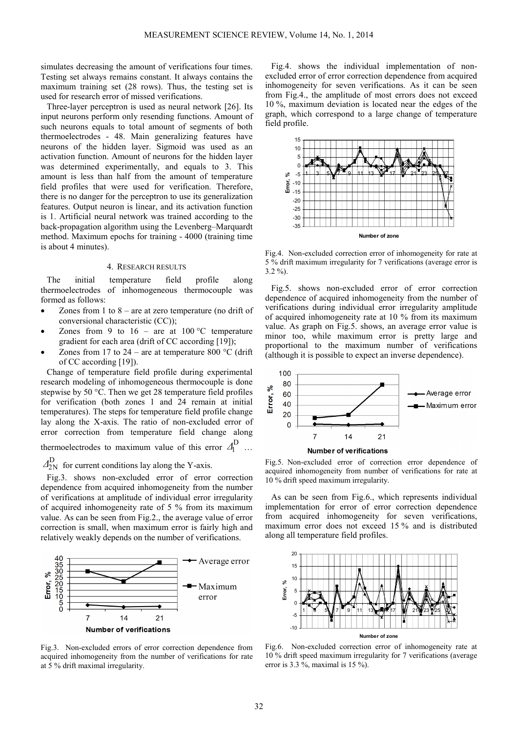simulates decreasing the amount of verifications four times. Testing set always remains constant. It always contains the maximum training set (28 rows). Thus, the testing set is used for research error of missed verifications.

Three-layer perceptron is used as neural network [26]. Its input neurons perform only resending functions. Amount of such neurons equals to total amount of segments of both thermoelectrodes - 48. Main generalizing features have neurons of the hidden layer. Sigmoid was used as an activation function. Amount of neurons for the hidden layer was determined experimentally, and equals to 3. This amount is less than half from the amount of temperature field profiles that were used for verification. Therefore, there is no danger for the perceptron to use its generalization features. Output neuron is linear, and its activation function is 1. Artificial neural network was trained according to the back-propagation algorithm using the Levenberg–Marquardt method. Maximum epochs for training - 4000 (training time is about 4 minutes).

## 4. Research results

The initial temperature field profile along thermoelectrodes of inhomogeneous thermocouple was formed as follows:

- Zones from 1 to 8 – are at zero temperature (no drift of conversional characteristic (CC));
- Zones from 9 to 16 – are at 100 °C temperature gradient for each area (drift of CC according [19]);
- Zones from 17 to 24 – are at temperature 800 °C (drift of CC according [19]).

Change of temperature field profile during experimental research modeling of inhomogeneous thermocouple is done stepwise by 50 °C. Then we get 28 temperature field profiles for verification (both zones 1 and 24 remain at initial temperatures). The steps for temperature field profile change lay along the X-axis. The ratio of non-excluded error of error correction from temperature field change along thermoelectrodes to maximum value of this error $\Delta_1^D$ … $\Delta_{2N}^D$ for current conditions lay along the Y-axis.

Fig.3. shows non-excluded error of error correction dependence from acquired inhomogeneity from the number of verifications at amplitude of individual error irregularity of acquired inhomogeneity rate of 5 % from its maximum value. As can be seen from Fig.2., the average value of error correction is small, when maximum error is fairly high and relatively weakly depends on the number of verifications.

Fig.3. Non-excluded errors of error correction dependence from acquired inhomogeneity from the number of verifications for rate at 5 % drift maximal irregularity.

Fig.4. shows the individual implementation of non-excluded error of error correction dependence from acquired inhomogeneity for seven verifications. As it can be seen from Fig.4., the amplitude of most errors does not exceed 10 %, maximum deviation is located near the edges of the graph, which correspond to a large change of temperature field profile.

Fig.4. Non-excluded correction error of inhomogeneity for rate at 5 % drift maximum irregularity for 7 verifications (average error is 3.2 %).

Fig.5. shows non-excluded error of error correction dependence of acquired inhomogeneity from the number of verifications during individual error irregularity amplitude of acquired inhomogeneity rate at 10 % from its maximum value. As graph on Fig.5. shows, an average error value is minor too, while maximum error is pretty large and proportional to the maximum number of verifications (although it is possible to expect an inverse dependence).

Fig.5. Non-excluded error of correction error dependence of acquired inhomogeneity from number of verifications for rate at 10 % drift speed maximum irregularity.

As can be seen from Fig.6., which represents individual implementation for error of error correction dependence from acquired inhomogeneity for seven verifications, maximum error does not exceed 15 % and is distributed along all temperature field profiles.

Fig.6. Non-excluded correction error of inhomogeneity rate at 10 % drift speed maximum irregularity for 7 verifications (average error is 3.3 %, maximal is 15 %).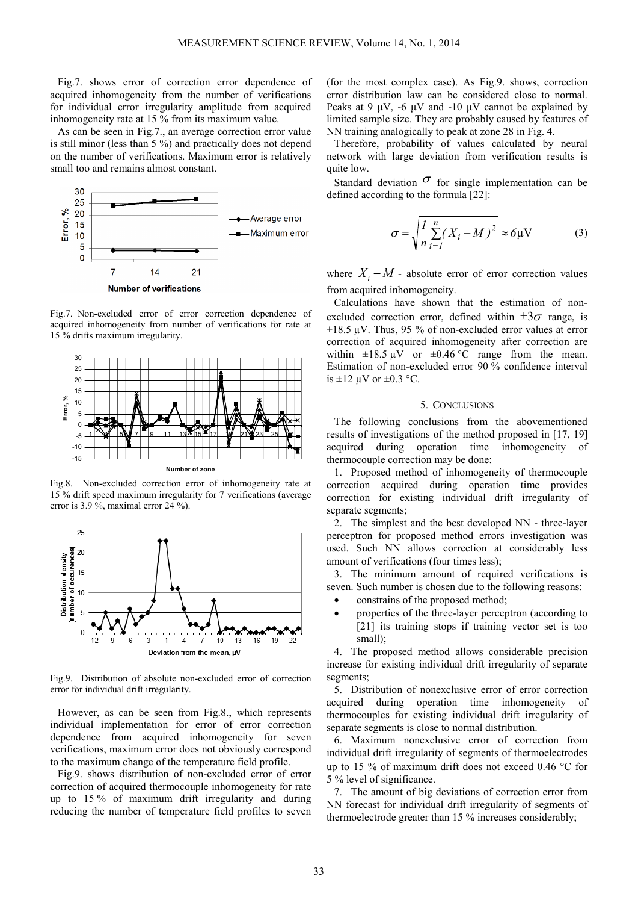Fig.7. shows error of correction error dependence of acquired inhomogeneity from the number of verifications for individual error irregularity amplitude from acquired inhomogeneity rate at 15 % from its maximum value.

As can be seen in Fig.7., an average correction error value is still minor (less than 5 %) and practically does not depend on the number of verifications. Maximum error is relatively small too and remains almost constant.

Fig.7. Non-excluded error of error correction dependence of acquired inhomogeneity from number of verifications for rate at 15 % drifts maximum irregularity.

Fig.8. Non-excluded correction error of inhomogeneity rate at 15 % drift speed maximum irregularity for 7 verifications (average error is 3.9 %, maximal error 24 %).

Fig.9. Distribution of absolute non-excluded error of correction error for individual drift irregularity.

However, as can be seen from Fig.8., which represents individual implementation for error of error correction dependence from acquired inhomogeneity for seven verifications, maximum error does not obviously correspond to the maximum change of the temperature field profile.

Fig.9. shows distribution of non-excluded error of error correction of acquired thermocouple inhomogeneity for rate up to 15 % of maximum drift irregularity and during reducing the number of temperature field profiles to seven (for the most complex case). As Fig.9. shows, correction error distribution law can be considered close to normal. Peaks at 9 μV, -6 μV and -10 μV cannot be explained by limited sample size. They are probably caused by features of NN training analogically to peak at zone 28 in Fig. 4.

Therefore, probability of values calculated by neural network with large deviation from verification results is quite low.

Standard deviation $\sigma$ for single implementation can be defined according to the formula [22]:

$$\sigma = \sqrt{\frac{1}{n}\sum_{i=1}^{n}(X_i - M)^2} \approx 6\mu\text{V} \tag{3}$$

where $X_i - M$ - absolute error of error correction values from acquired inhomogeneity.

Calculations have shown that the estimation of non-excluded correction error, defined within $\pm 3\sigma$ range, is ±18.5 μV. Thus, 95 % of non-excluded error values at error correction of acquired inhomogeneity after correction are within ±18.5 μV or ±0.46 °C range from the mean. Estimation of non-excluded error 90 % confidence interval is ±12 μV or ±0.3 °C.

## 5. Conclusions

The following conclusions from the abovementioned results of investigations of the method proposed in [17, 19] acquired during operation time inhomogeneity of thermocouple correction may be done:

1. Proposed method of inhomogeneity of thermocouple correction acquired during operation time provides correction for existing individual drift irregularity of separate segments;
2. The simplest and the best developed NN - three-layer perceptron for proposed method errors investigation was used. Such NN allows correction at considerably less amount of verifications (four times less);
3. The minimum amount of required verifications is seven. Such number is chosen due to the following reasons:
   - constrains of the proposed method;
   - properties of the three-layer perceptron (according to [21] its training stops if training vector set is too small);
4. The proposed method allows considerable precision increase for existing individual drift irregularity of separate segments;
5. Distribution of nonexclusive error of error correction acquired during operation time inhomogeneity of thermocouples for existing individual drift irregularity of separate segments is close to normal distribution.
6. Maximum nonexclusive error of correction from individual drift irregularity of segments of thermoelectrodes up to 15 % of maximum drift does not exceed 0.46 °C for 5 % level of significance.
7. The amount of big deviations of correction error from NN forecast for individual drift irregularity of segments of thermoelectrode greater than 15 % increases considerably;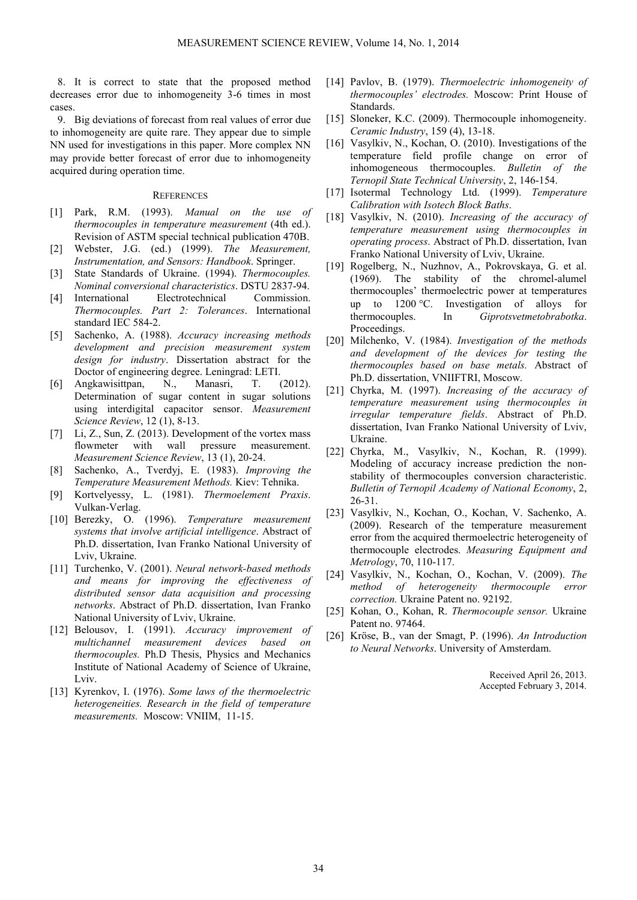8. It is correct to state that the proposed method decreases error due to inhomogeneity 3-6 times in most cases.

9. Big deviations of forecast from real values of error due to inhomogeneity are quite rare. They appear due to simple NN used for investigations in this paper. More complex NN may provide better forecast of error due to inhomogeneity acquired during operation time.

## REFERENCES

[1] Park, R.M. (1993). *Manual on the use of thermocouples in temperature measurement* (4th ed.). Revision of ASTM special technical publication 470B.

[2] Webster, J.G. (ed.) (1999). *The Measurement, Instrumentation, and Sensors: Handbook*. Springer.

[3] State Standards of Ukraine. (1994). *Thermocouples. Nominal conversional characteristics*. DSTU 2837-94.

[4] International Electrotechnical Commission. *Thermocouples. Part 2: Tolerances*. International standard IEC 584-2.

[5] Sachenko, A. (1988). *Accuracy increasing methods development and precision measurement system design for industry*. Dissertation abstract for the Doctor of engineering degree. Leningrad: LETI.

[6] Angkawisittpan, N., Manasri, T. (2012). Determination of sugar content in sugar solutions using interdigital capacitor sensor. *Measurement Science Review*, 12 (1), 8-13.

[7] Li, Z., Sun, Z. (2013). Development of the vortex mass flowmeter with wall pressure measurement. *Measurement Science Review*, 13 (1), 20-24.

[8] Sachenko, A., Tverdyj, E. (1983). *Improving the Temperature Measurement Methods.* Kiev: Tehnika.

[9] Kortvelyessy, L. (1981). *Thermoelement Praxis*. Vulkan-Verlag.

[10] Berezky, O. (1996). *Temperature measurement systems that involve artificial intelligence*. Abstract of Ph.D. dissertation, Ivan Franko National University of Lviv, Ukraine.

[11] Turchenko, V. (2001). *Neural network-based methods and means for improving the effectiveness of distributed sensor data acquisition and processing networks*. Abstract of Ph.D. dissertation, Ivan Franko National University of Lviv, Ukraine.

[12] Belousov, I. (1991). *Accuracy improvement of multichannel measurement devices based on thermocouples.* Ph.D Thesis, Physics and Mechanics Institute of National Academy of Science of Ukraine, Lviv.

[13] Kyrenkov, I. (1976). *Some laws of the thermoelectric heterogeneities. Research in the field of temperature measurements.* Moscow: VNIIM, 11-15.

[14] Pavlov, B. (1979). *Thermoelectric inhomogeneity of thermocouples' electrodes.* Moscow: Print House of Standards.

[15] Sloneker, K.C. (2009). Thermocouple inhomogeneity. *Ceramic Industry*, 159 (4), 13-18.

[16] Vasylkiv, N., Kochan, O. (2010). Investigations of the temperature field profile change on error of inhomogeneous thermocouples. *Bulletin of the Ternopil State Technical University*, 2, 146-154.

[17] Isotermal Technology Ltd. (1999). *Temperature Calibration with Isotech Block Baths*.

[18] Vasylkiv, N. (2010). *Increasing of the accuracy of temperature measurement using thermocouples in operating process*. Abstract of Ph.D. dissertation, Ivan Franko National University of Lviv, Ukraine.

[19] Rogelberg, N., Nuzhnov, A., Pokrovskaya, G. et al. (1969). The stability of the chromel-alumel thermocouples' thermoelectric power at temperatures up to 1200 °C. Investigation of alloys for thermocouples. In *Giprotsvetmetobrabotka*. Proceedings.

[20] Milchenko, V. (1984). *Investigation of the methods and development of the devices for testing the thermocouples based on base metals.* Abstract of Ph.D. dissertation, VNIIFTRI, Moscow.

[21] Chyrka, M. (1997). *Increasing of the accuracy of temperature measurement using thermocouples in irregular temperature fields*. Abstract of Ph.D. dissertation, Ivan Franko National University of Lviv, Ukraine.

[22] Chyrka, M., Vasylkiv, N., Kochan, R. (1999). Modeling of accuracy increase prediction the non-stability of thermocouples conversion characteristic. *Bulletin of Ternopil Academy of National Economy*, 2, 26-31.

[23] Vasylkiv, N., Kochan, O., Kochan, V. Sachenko, A. (2009). Research of the temperature measurement error from the acquired thermoelectric heterogeneity of thermocouple electrodes. *Measuring Equipment and Metrology*, 70, 110-117.

[24] Vasylkiv, N., Kochan, O., Kochan, V. (2009). *The method of heterogeneity thermocouple error correction.* Ukraine Patent no. 92192.

[25] Kohan, O., Kohan, R. *Thermocouple sensor.* Ukraine Patent no. 97464.

[26] Kröse, B., van der Smagt, P. (1996). *An Introduction to Neural Networks*. University of Amsterdam.

Received April 26, 2013.
Accepted February 3, 2014.